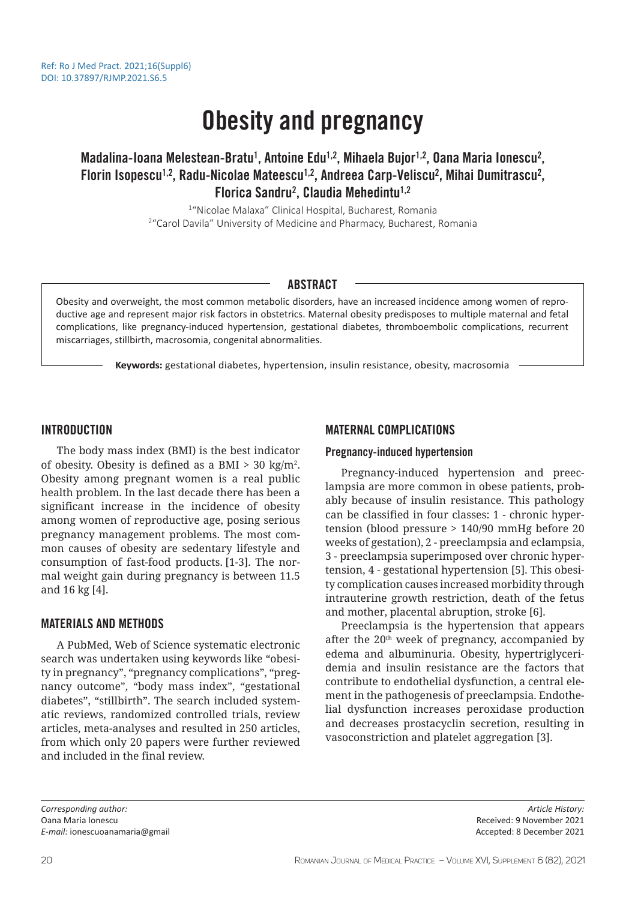Ref: Ro J Med Pract. 2021;16(Suppl6)
DOI: 10.37897/RJMP.2021.S6.5

# Obesity and pregnancy

**Madalina-Ioana Melestean-Bratu[1], Antoine Edu[1,2], Mihaela Bujor[1,2], Oana Maria Ionescu[2], Florin Isopescu[1,2], Radu-Nicolae Mateescu[1,2], Andreea Carp-Veliscu[2], Mihai Dumitrascu[2], Florica Sandru[2], Claudia Mehedintu[1,2]**

[1] "Nicolae Malaxa" Clinical Hospital, Bucharest, Romania
[2] "Carol Davila" University of Medicine and Pharmacy, Bucharest, Romania

## ABSTRACT

Obesity and overweight, the most common metabolic disorders, have an increased incidence among women of reproductive age and represent major risk factors in obstetrics. Maternal obesity predisposes to multiple maternal and fetal complications, like pregnancy-induced hypertension, gestational diabetes, thromboembolic complications, recurrent miscarriages, stillbirth, macrosomia, congenital abnormalities.

**Keywords:** gestational diabetes, hypertension, insulin resistance, obesity, macrosomia

## INTRODUCTION

The body mass index (BMI) is the best indicator of obesity. Obesity is defined as a BMI > 30 kg/m$^2$. Obesity among pregnant women is a real public health problem. In the last decade there has been a significant increase in the incidence of obesity among women of reproductive age, posing serious pregnancy management problems. The most common causes of obesity are sedentary lifestyle and consumption of fast-food products. [1-3]. The normal weight gain during pregnancy is between 11.5 and 16 kg [4].

## MATERIALS AND METHODS

A PubMed, Web of Science systematic electronic search was undertaken using keywords like "obesity in pregnancy", "pregnancy complications", "pregnancy outcome", "body mass index", "gestational diabetes", "stillbirth". The search included systematic reviews, randomized controlled trials, review articles, meta-analyses and resulted in 250 articles, from which only 20 papers were further reviewed and included in the final review.

## MATERNAL COMPLICATIONS

### Pregnancy-induced hypertension

Pregnancy-induced hypertension and preeclampsia are more common in obese patients, probably because of insulin resistance. This pathology can be classified in four classes: 1 - chronic hypertension (blood pressure > 140/90 mmHg before 20 weeks of gestation), 2 - preeclampsia and eclampsia, 3 - preeclampsia superimposed over chronic hypertension, 4 - gestational hypertension [5]. This obesity complication causes increased morbidity through intrauterine growth restriction, death of the fetus and mother, placental abruption, stroke [6].

Preeclampsia is the hypertension that appears after the 20$^{th}$ week of pregnancy, accompanied by edema and albuminuria. Obesity, hypertriglyceridemia and insulin resistance are the factors that contribute to endothelial dysfunction, a central element in the pathogenesis of preeclampsia. Endothelial dysfunction increases peroxidase production and decreases prostacyclin secretion, resulting in vasoconstriction and platelet aggregation [3].

*Corresponding author:*
Oana Maria Ionescu
*E-mail:* ionescuoanamaria@gmail

*Article History:*
Received: 9 November 2021
Accepted: 8 December 2021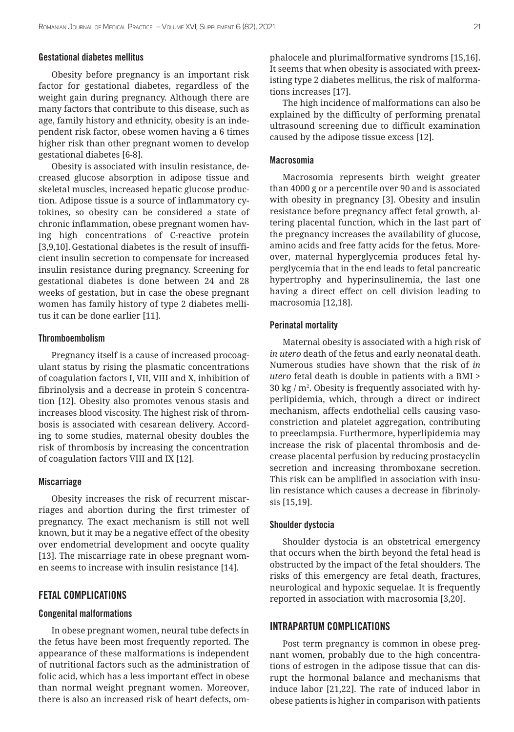### Gestational diabetes mellitus

Obesity before pregnancy is an important risk factor for gestational diabetes, regardless of the weight gain during pregnancy. Although there are many factors that contribute to this disease, such as age, family history and ethnicity, obesity is an independent risk factor, obese women having a 6 times higher risk than other pregnant women to develop gestational diabetes [6-8].

Obesity is associated with insulin resistance, decreased glucose absorption in adipose tissue and skeletal muscles, increased hepatic glucose production. Adipose tissue is a source of inflammatory cytokines, so obesity can be considered a state of chronic inflammation, obese pregnant women having high concentrations of C-reactive protein [3,9,10]. Gestational diabetes is the result of insufficient insulin secretion to compensate for increased insulin resistance during pregnancy. Screening for gestational diabetes is done between 24 and 28 weeks of gestation, but in case the obese pregnant women has family history of type 2 diabetes mellitus it can be done earlier [11].

### Thromboembolism

Pregnancy itself is a cause of increased procoagulant status by rising the plasmatic concentrations of coagulation factors I, VII, VIII and X, inhibition of fibrinolysis and a decrease in protein S concentration [12]. Obesity also promotes venous stasis and increases blood viscosity. The highest risk of thrombosis is associated with cesarean delivery. According to some studies, maternal obesity doubles the risk of thrombosis by increasing the concentration of coagulation factors VIII and IX [12].

### Miscarriage

Obesity increases the risk of recurrent miscarriages and abortion during the first trimester of pregnancy. The exact mechanism is still not well known, but it may be a negative effect of the obesity over endometrial development and oocyte quality [13]. The miscarriage rate in obese pregnant women seems to increase with insulin resistance [14].

## FETAL COMPLICATIONS

### Congenital malformations

In obese pregnant women, neural tube defects in the fetus have been most frequently reported. The appearance of these malformations is independent of nutritional factors such as the administration of folic acid, which has a less important effect in obese than normal weight pregnant women. Moreover, there is also an increased risk of heart defects, omphalocele and plurimalformative syndroms [15,16]. It seems that when obesity is associated with preexisting type 2 diabetes mellitus, the risk of malformations increases [17].

The high incidence of malformations can also be explained by the difficulty of performing prenatal ultrasound screening due to difficult examination caused by the adipose tissue excess [12].

### Macrosomia

Macrosomia represents birth weight greater than 4000 g or a percentile over 90 and is associated with obesity in pregnancy [3]. Obesity and insulin resistance before pregnancy affect fetal growth, altering placental function, which in the last part of the pregnancy increases the availability of glucose, amino acids and free fatty acids for the fetus. Moreover, maternal hyperglycemia produces fetal hyperglycemia that in the end leads to fetal pancreatic hypertrophy and hyperinsulinemia, the last one having a direct effect on cell division leading to macrosomia [12,18].

### Perinatal mortality

Maternal obesity is associated with a high risk of *in utero* death of the fetus and early neonatal death. Numerous studies have shown that the risk of *in utero* fetal death is double in patients with a BMI > 30 kg / m$^2$. Obesity is frequently associated with hyperlipidemia, which, through a direct or indirect mechanism, affects endothelial cells causing vasoconstriction and platelet aggregation, contributing to preeclampsia. Furthermore, hyperlipidemia may increase the risk of placental thrombosis and decrease placental perfusion by reducing prostacyclin secretion and increasing thromboxane secretion. This risk can be amplified in association with insulin resistance which causes a decrease in fibrinolysis [15,19].

### Shoulder dystocia

Shoulder dystocia is an obstetrical emergency that occurs when the birth beyond the fetal head is obstructed by the impact of the fetal shoulders. The risks of this emergency are fetal death, fractures, neurological and hypoxic sequelae. It is frequently reported in association with macrosomia [3,20].

## INTRAPARTUM COMPLICATIONS

Post term pregnancy is common in obese pregnant women, probably due to the high concentrations of estrogen in the adipose tissue that can disrupt the hormonal balance and mechanisms that induce labor [21,22]. The rate of induced labor in obese patients is higher in comparison with patients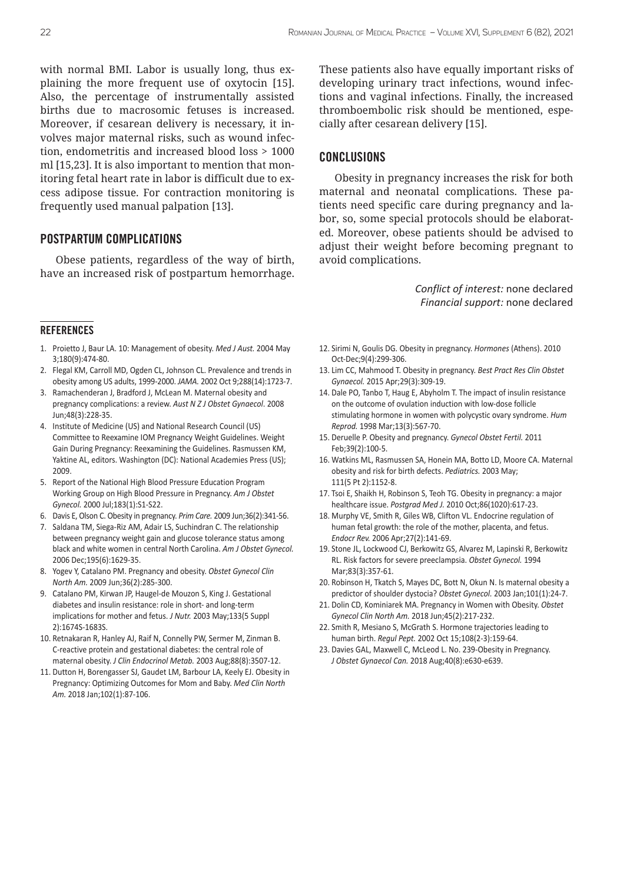with normal BMI. Labor is usually long, thus explaining the more frequent use of oxytocin [15]. Also, the percentage of instrumentally assisted births due to macrosomic fetuses is increased. Moreover, if cesarean delivery is necessary, it involves major maternal risks, such as wound infection, endometritis and increased blood loss > 1000 ml [15,23]. It is also important to mention that monitoring fetal heart rate in labor is difficult due to excess adipose tissue. For contraction monitoring is frequently used manual palpation [13].

## POSTPARTUM COMPLICATIONS

Obese patients, regardless of the way of birth, have an increased risk of postpartum hemorrhage. These patients also have equally important risks of developing urinary tract infections, wound infections and vaginal infections. Finally, the increased thromboembolic risk should be mentioned, especially after cesarean delivery [15].

## CONCLUSIONS

Obesity in pregnancy increases the risk for both maternal and neonatal complications. These patients need specific care during pregnancy and labor, so, some special protocols should be elaborated. Moreover, obese patients should be advised to adjust their weight before becoming pregnant to avoid complications.

*Conflict of interest:* none declared
*Financial support:* none declared

## REFERENCES

1. Proietto J, Baur LA. 10: Management of obesity. *Med J Aust.* 2004 May 3;180(9):474-80.
2. Flegal KM, Carroll MD, Ogden CL, Johnson CL. Prevalence and trends in obesity among US adults, 1999-2000. *JAMA.* 2002 Oct 9;288(14):1723-7.
3. Ramachenderan J, Bradford J, McLean M. Maternal obesity and pregnancy complications: a review. *Aust N Z J Obstet Gynaecol*. 2008 Jun;48(3):228-35.
4. Institute of Medicine (US) and National Research Council (US) Committee to Reexamine IOM Pregnancy Weight Guidelines. Weight Gain During Pregnancy: Reexamining the Guidelines. Rasmussen KM, Yaktine AL, editors. Washington (DC): National Academies Press (US); 2009.
5. Report of the National High Blood Pressure Education Program Working Group on High Blood Pressure in Pregnancy. *Am J Obstet Gynecol.* 2000 Jul;183(1):S1-S22.
6. Davis E, Olson C. Obesity in pregnancy. *Prim Care.* 2009 Jun;36(2):341-56.
7. Saldana TM, Siega-Riz AM, Adair LS, Suchindran C. The relationship between pregnancy weight gain and glucose tolerance status among black and white women in central North Carolina. *Am J Obstet Gynecol.* 2006 Dec;195(6):1629-35.
8. Yogev Y, Catalano PM. Pregnancy and obesity. *Obstet Gynecol Clin North Am.* 2009 Jun;36(2):285-300.
9. Catalano PM, Kirwan JP, Haugel-de Mouzon S, King J. Gestational diabetes and insulin resistance: role in short- and long-term implications for mother and fetus. *J Nutr.* 2003 May;133(5 Suppl 2):1674S-1683S.
10. Retnakaran R, Hanley AJ, Raif N, Connelly PW, Sermer M, Zinman B. C-reactive protein and gestational diabetes: the central role of maternal obesity. *J Clin Endocrinol Metab.* 2003 Aug;88(8):3507-12.
11. Dutton H, Borengasser SJ, Gaudet LM, Barbour LA, Keely EJ. Obesity in Pregnancy: Optimizing Outcomes for Mom and Baby. *Med Clin North Am.* 2018 Jan;102(1):87-106.
12. Sirimi N, Goulis DG. Obesity in pregnancy. *Hormones* (Athens). 2010 Oct-Dec;9(4):299-306.
13. Lim CC, Mahmood T. Obesity in pregnancy. *Best Pract Res Clin Obstet Gynaecol.* 2015 Apr;29(3):309-19.
14. Dale PO, Tanbo T, Haug E, Abyholm T. The impact of insulin resistance on the outcome of ovulation induction with low-dose follicle stimulating hormone in women with polycystic ovary syndrome. *Hum Reprod.* 1998 Mar;13(3):567-70.
15. Deruelle P. Obesity and pregnancy. *Gynecol Obstet Fertil.* 2011 Feb;39(2):100-5.
16. Watkins ML, Rasmussen SA, Honein MA, Botto LD, Moore CA. Maternal obesity and risk for birth defects. *Pediatrics.* 2003 May; 111(5 Pt 2):1152-8.
17. Tsoi E, Shaikh H, Robinson S, Teoh TG. Obesity in pregnancy: a major healthcare issue. *Postgrad Med J.* 2010 Oct;86(1020):617-23.
18. Murphy VE, Smith R, Giles WB, Clifton VL. Endocrine regulation of human fetal growth: the role of the mother, placenta, and fetus. *Endocr Rev.* 2006 Apr;27(2):141-69.
19. Stone JL, Lockwood CJ, Berkowitz GS, Alvarez M, Lapinski R, Berkowitz RL. Risk factors for severe preeclampsia. *Obstet Gynecol.* 1994 Mar;83(3):357-61.
20. Robinson H, Tkatch S, Mayes DC, Bott N, Okun N. Is maternal obesity a predictor of shoulder dystocia? *Obstet Gynecol.* 2003 Jan;101(1):24-7.
21. Dolin CD, Kominiarek MA. Pregnancy in Women with Obesity. *Obstet Gynecol Clin North Am.* 2018 Jun;45(2):217-232.
22. Smith R, Mesiano S, McGrath S. Hormone trajectories leading to human birth. *Regul Pept.* 2002 Oct 15;108(2-3):159-64.
23. Davies GAL, Maxwell C, McLeod L. No. 239-Obesity in Pregnancy. *J Obstet Gynaecol Can.* 2018 Aug;40(8):e630-e639.